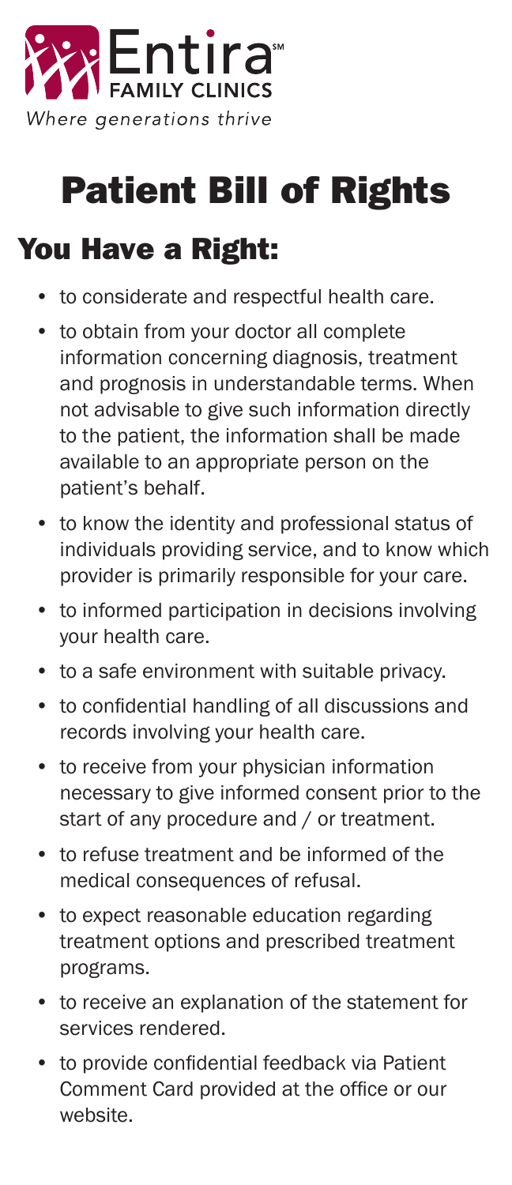Entira[SM] FAMILY CLINICS

*Where generations thrive*

# Patient Bill of Rights

## You Have a Right:

- to considerate and respectful health care.
- to obtain from your doctor all complete information concerning diagnosis, treatment and prognosis in understandable terms. When not advisable to give such information directly to the patient, the information shall be made available to an appropriate person on the patient's behalf.
- to know the identity and professional status of individuals providing service, and to know which provider is primarily responsible for your care.
- to informed participation in decisions involving your health care.
- to a safe environment with suitable privacy.
- to confidential handling of all discussions and records involving your health care.
- to receive from your physician information necessary to give informed consent prior to the start of any procedure and / or treatment.
- to refuse treatment and be informed of the medical consequences of refusal.
- to expect reasonable education regarding treatment options and prescribed treatment programs.
- to receive an explanation of the statement for services rendered.
- to provide confidential feedback via Patient Comment Card provided at the office or our website.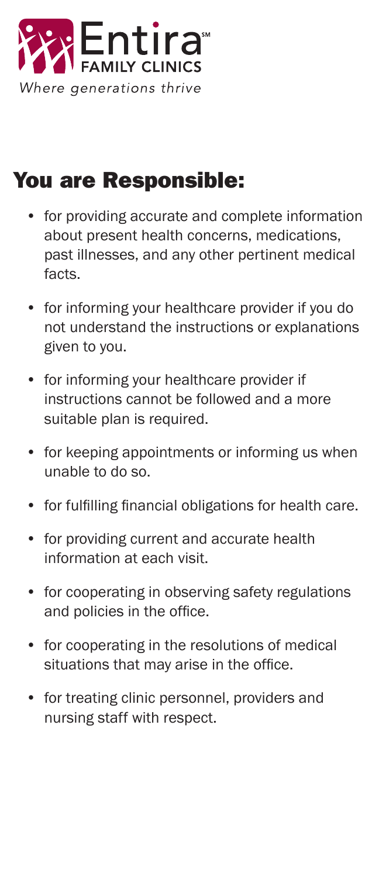Entira℠

FAMILY CLINICS

*Where generations thrive*

## You are Responsible:

- for providing accurate and complete information about present health concerns, medications, past illnesses, and any other pertinent medical facts.
- for informing your healthcare provider if you do not understand the instructions or explanations given to you.
- for informing your healthcare provider if instructions cannot be followed and a more suitable plan is required.
- for keeping appointments or informing us when unable to do so.
- for fulfilling financial obligations for health care.
- for providing current and accurate health information at each visit.
- for cooperating in observing safety regulations and policies in the office.
- for cooperating in the resolutions of medical situations that may arise in the office.
- for treating clinic personnel, providers and nursing staff with respect.